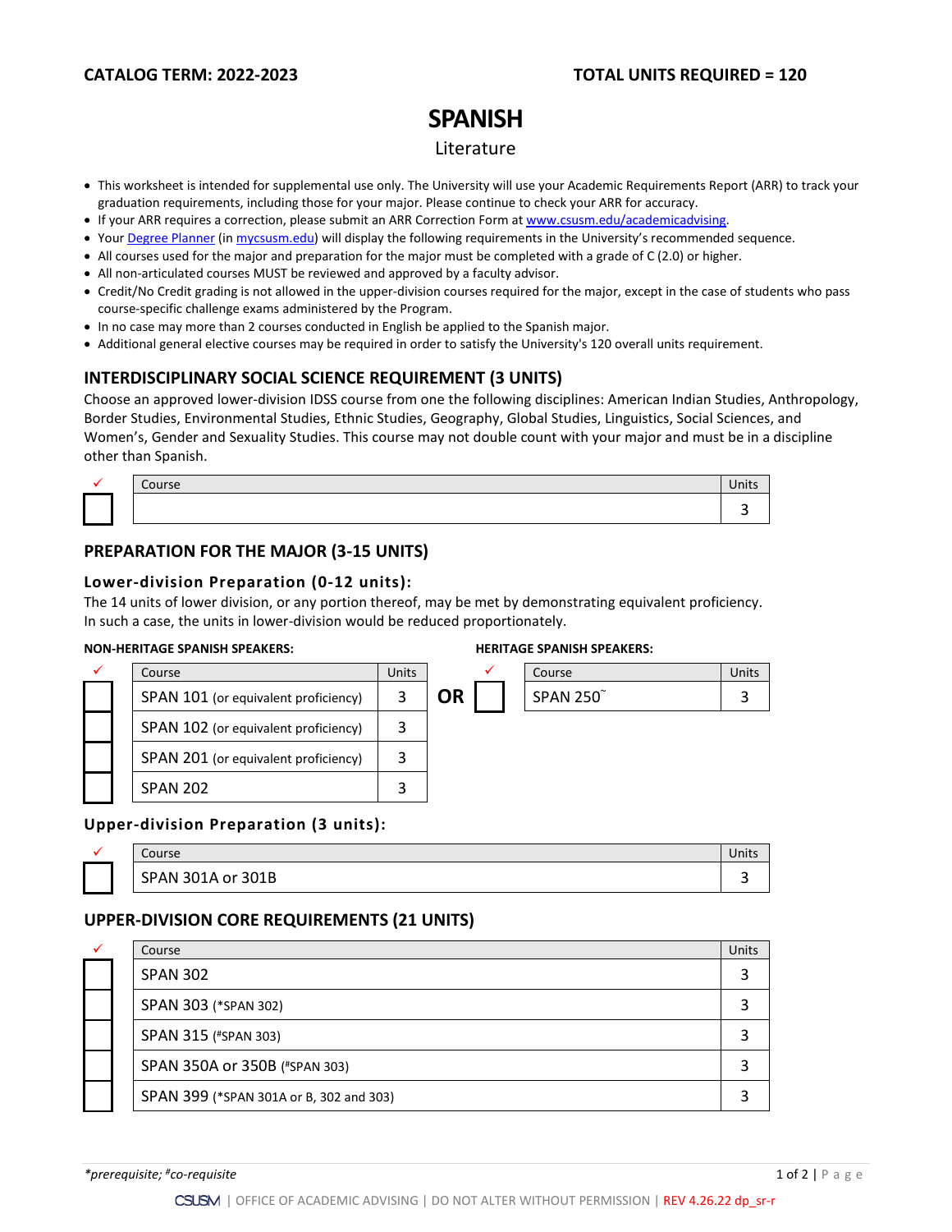**CATALOG TERM: 2022-2023** **TOTAL UNITS REQUIRED = 120**

# SPANISH

## Literature

- This worksheet is intended for supplemental use only. The University will use your Academic Requirements Report (ARR) to track your graduation requirements, including those for your major. Please continue to check your ARR for accuracy.
- If your ARR requires a correction, please submit an ARR Correction Form at www.csusm.edu/academicadvising.
- Your Degree Planner (in mycsusm.edu) will display the following requirements in the University's recommended sequence.
- All courses used for the major and preparation for the major must be completed with a grade of C (2.0) or higher.
- All non-articulated courses MUST be reviewed and approved by a faculty advisor.
- Credit/No Credit grading is not allowed in the upper-division courses required for the major, except in the case of students who pass course-specific challenge exams administered by the Program.
- In no case may more than 2 courses conducted in English be applied to the Spanish major.
- Additional general elective courses may be required in order to satisfy the University's 120 overall units requirement.

### INTERDISCIPLINARY SOCIAL SCIENCE REQUIREMENT (3 UNITS)

Choose an approved lower-division IDSS course from one the following disciplines: American Indian Studies, Anthropology, Border Studies, Environmental Studies, Ethnic Studies, Geography, Global Studies, Linguistics, Social Sciences, and Women's, Gender and Sexuality Studies. This course may not double count with your major and must be in a discipline other than Spanish.

| ✓ | Course | Units |
|---|---|---|
| ☐ | | 3 |

### PREPARATION FOR THE MAJOR (3-15 UNITS)

#### Lower-division Preparation (0-12 units):

The 14 units of lower division, or any portion thereof, may be met by demonstrating equivalent proficiency. In such a case, the units in lower-division would be reduced proportionately.

**NON-HERITAGE SPANISH SPEAKERS:**

| ✓ | Course | Units |
|---|---|---|
| ☐ | SPAN 101 (or equivalent proficiency) | 3 |
| ☐ | SPAN 102 (or equivalent proficiency) | 3 |
| ☐ | SPAN 201 (or equivalent proficiency) | 3 |
| ☐ | SPAN 202 | 3 |

**OR**

**HERITAGE SPANISH SPEAKERS:**

| ✓ | Course | Units |
|---|---|---|
| ☐ | SPAN 250~ | 3 |

#### Upper-division Preparation (3 units):

| ✓ | Course | Units |
|---|---|---|
| ☐ | SPAN 301A or 301B | 3 |

### UPPER-DIVISION CORE REQUIREMENTS (21 UNITS)

| ✓ | Course | Units |
|---|---|---|
| ☐ | SPAN 302 | 3 |
| ☐ | SPAN 303 (*SPAN 302) | 3 |
| ☐ | SPAN 315 (#SPAN 303) | 3 |
| ☐ | SPAN 350A or 350B (#SPAN 303) | 3 |
| ☐ | SPAN 399 (*SPAN 301A or B, 302 and 303) | 3 |

*\*prerequisite; #co-requisite*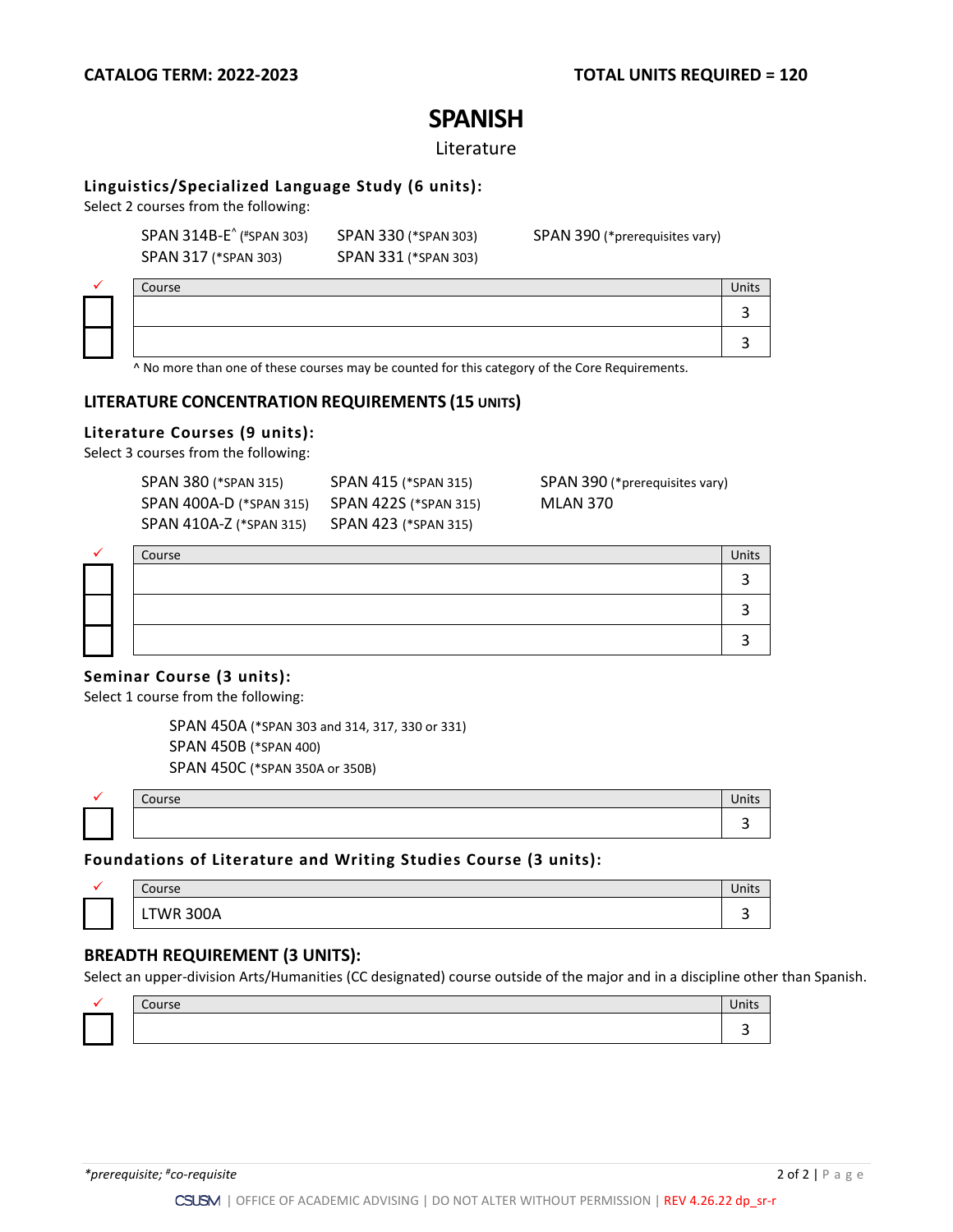CATALOG TERM: 2022-2023

TOTAL UNITS REQUIRED = 120

# SPANISH

Literature

### Linguistics/Specialized Language Study (6 units):

Select 2 courses from the following:

SPAN 314B-E^ (#SPAN 303)
SPAN 317 (*SPAN 303)
SPAN 330 (*SPAN 303)
SPAN 331 (*SPAN 303)
SPAN 390 (*prerequisites vary)

| ✓ | Course | Units |
|---|---|---|
| ☐ | | 3 |
| ☐ | | 3 |

^ No more than one of these courses may be counted for this category of the Core Requirements.

## LITERATURE CONCENTRATION REQUIREMENTS (15 UNITS)

### Literature Courses (9 units):

Select 3 courses from the following:

SPAN 380 (*SPAN 315)
SPAN 400A-D (*SPAN 315)
SPAN 410A-Z (*SPAN 315)
SPAN 415 (*SPAN 315)
SPAN 422S (*SPAN 315)
SPAN 423 (*SPAN 315)
SPAN 390 (*prerequisites vary)
MLAN 370

| ✓ | Course | Units |
|---|---|---|
| ☐ | | 3 |
| ☐ | | 3 |
| ☐ | | 3 |

### Seminar Course (3 units):

Select 1 course from the following:

SPAN 450A (*SPAN 303 and 314, 317, 330 or 331)
SPAN 450B (*SPAN 400)
SPAN 450C (*SPAN 350A or 350B)

| ✓ | Course | Units |
|---|---|---|
| ☐ | | 3 |

### Foundations of Literature and Writing Studies Course (3 units):

| ✓ | Course | Units |
|---|---|---|
| ☐ | LTWR 300A | 3 |

## BREADTH REQUIREMENT (3 UNITS):

Select an upper-division Arts/Humanities (CC designated) course outside of the major and in a discipline other than Spanish.

| ✓ | Course | Units |
|---|---|---|
| ☐ | | 3 |

*prerequisite; #co-requisite

CSUSM | OFFICE OF ACADEMIC ADVISING | DO NOT ALTER WITHOUT PERMISSION | REV 4.26.22 dp_sr-r